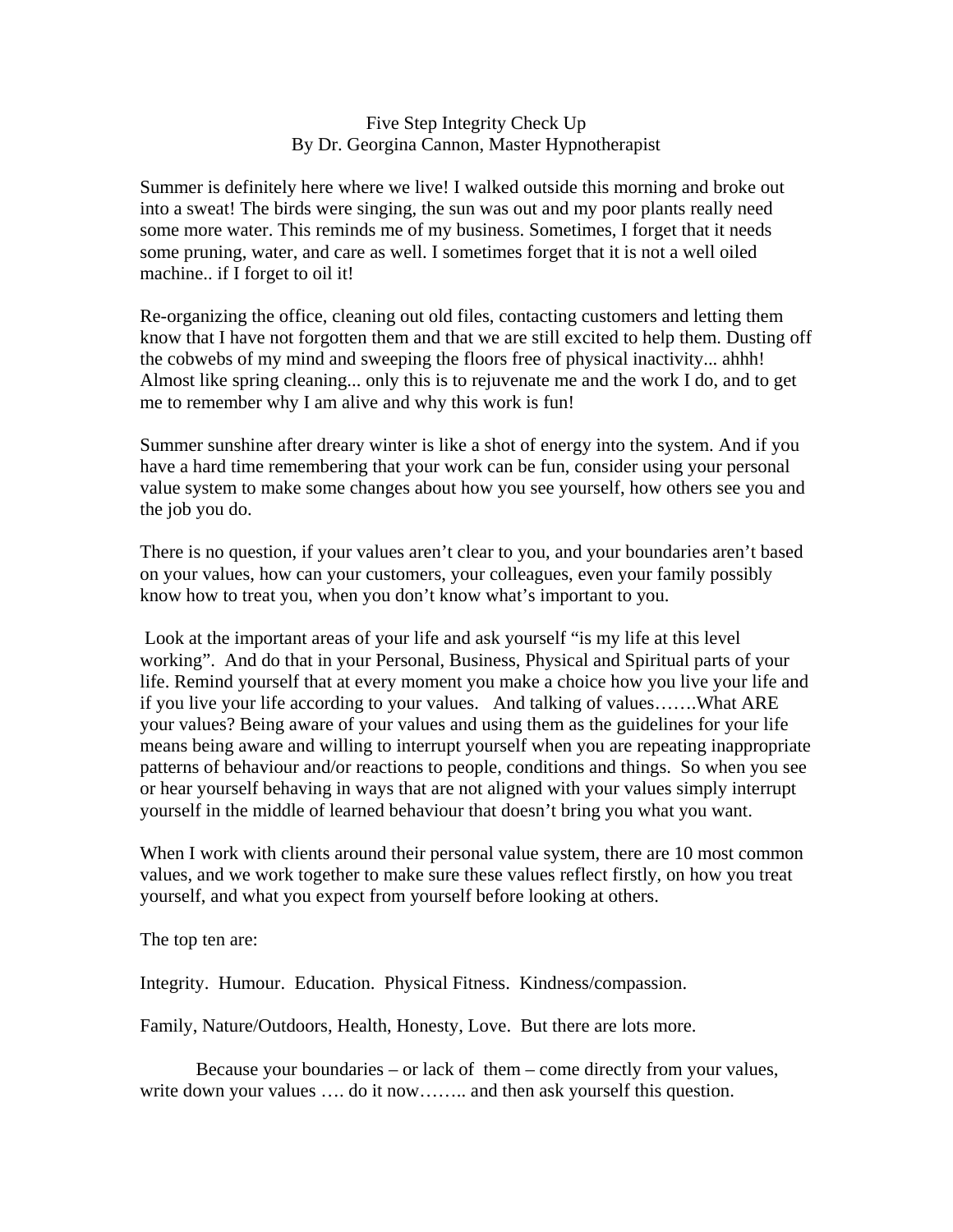# Five Step Integrity Check Up

By Dr. Georgina Cannon, Master Hypnotherapist

Summer is definitely here where we live! I walked outside this morning and broke out into a sweat! The birds were singing, the sun was out and my poor plants really need some more water. This reminds me of my business. Sometimes, I forget that it needs some pruning, water, and care as well. I sometimes forget that it is not a well oiled machine.. if I forget to oil it!

Re-organizing the office, cleaning out old files, contacting customers and letting them know that I have not forgotten them and that we are still excited to help them. Dusting off the cobwebs of my mind and sweeping the floors free of physical inactivity... ahhh! Almost like spring cleaning... only this is to rejuvenate me and the work I do, and to get me to remember why I am alive and why this work is fun!

Summer sunshine after dreary winter is like a shot of energy into the system. And if you have a hard time remembering that your work can be fun, consider using your personal value system to make some changes about how you see yourself, how others see you and the job you do.

There is no question, if your values aren't clear to you, and your boundaries aren't based on your values, how can your customers, your colleagues, even your family possibly know how to treat you, when you don't know what's important to you.

Look at the important areas of your life and ask yourself "is my life at this level working". And do that in your Personal, Business, Physical and Spiritual parts of your life. Remind yourself that at every moment you make a choice how you live your life and if you live your life according to your values. And talking of values…….What ARE your values? Being aware of your values and using them as the guidelines for your life means being aware and willing to interrupt yourself when you are repeating inappropriate patterns of behaviour and/or reactions to people, conditions and things. So when you see or hear yourself behaving in ways that are not aligned with your values simply interrupt yourself in the middle of learned behaviour that doesn't bring you what you want.

When I work with clients around their personal value system, there are 10 most common values, and we work together to make sure these values reflect firstly, on how you treat yourself, and what you expect from yourself before looking at others.

The top ten are:

Integrity. Humour. Education. Physical Fitness. Kindness/compassion.

Family, Nature/Outdoors, Health, Honesty, Love. But there are lots more.

Because your boundaries – or lack of them – come directly from your values, write down your values …. do it now…….. and then ask yourself this question.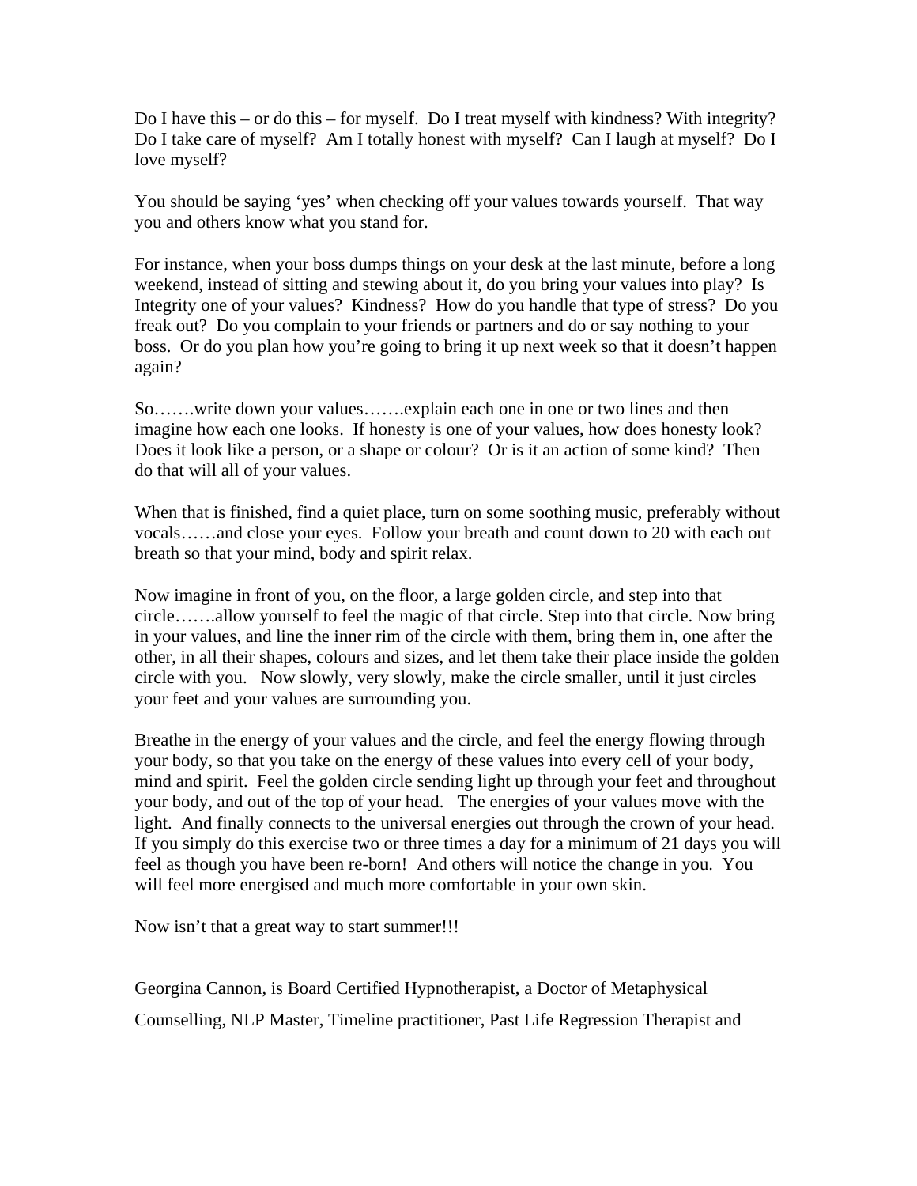Do I have this – or do this – for myself. Do I treat myself with kindness? With integrity? Do I take care of myself? Am I totally honest with myself? Can I laugh at myself? Do I love myself?

You should be saying 'yes' when checking off your values towards yourself. That way you and others know what you stand for.

For instance, when your boss dumps things on your desk at the last minute, before a long weekend, instead of sitting and stewing about it, do you bring your values into play? Is Integrity one of your values? Kindness? How do you handle that type of stress? Do you freak out? Do you complain to your friends or partners and do or say nothing to your boss. Or do you plan how you're going to bring it up next week so that it doesn't happen again?

So…….write down your values…….explain each one in one or two lines and then imagine how each one looks. If honesty is one of your values, how does honesty look? Does it look like a person, or a shape or colour? Or is it an action of some kind? Then do that will all of your values.

When that is finished, find a quiet place, turn on some soothing music, preferably without vocals……and close your eyes. Follow your breath and count down to 20 with each out breath so that your mind, body and spirit relax.

Now imagine in front of you, on the floor, a large golden circle, and step into that circle…….allow yourself to feel the magic of that circle. Step into that circle. Now bring in your values, and line the inner rim of the circle with them, bring them in, one after the other, in all their shapes, colours and sizes, and let them take their place inside the golden circle with you. Now slowly, very slowly, make the circle smaller, until it just circles your feet and your values are surrounding you.

Breathe in the energy of your values and the circle, and feel the energy flowing through your body, so that you take on the energy of these values into every cell of your body, mind and spirit. Feel the golden circle sending light up through your feet and throughout your body, and out of the top of your head. The energies of your values move with the light. And finally connects to the universal energies out through the crown of your head. If you simply do this exercise two or three times a day for a minimum of 21 days you will feel as though you have been re-born! And others will notice the change in you. You will feel more energised and much more comfortable in your own skin.

Now isn't that a great way to start summer!!!

Georgina Cannon, is Board Certified Hypnotherapist, a Doctor of Metaphysical Counselling, NLP Master, Timeline practitioner, Past Life Regression Therapist and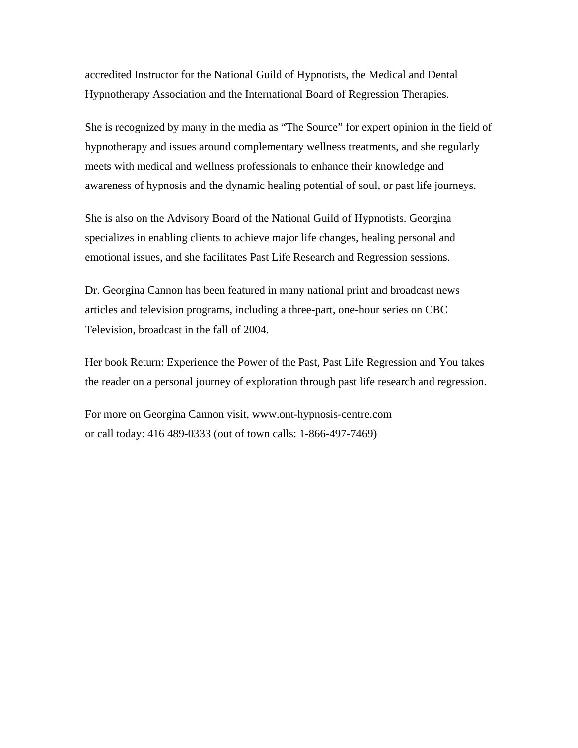accredited Instructor for the National Guild of Hypnotists, the Medical and Dental Hypnotherapy Association and the International Board of Regression Therapies.

She is recognized by many in the media as “The Source” for expert opinion in the field of hypnotherapy and issues around complementary wellness treatments, and she regularly meets with medical and wellness professionals to enhance their knowledge and awareness of hypnosis and the dynamic healing potential of soul, or past life journeys.

She is also on the Advisory Board of the National Guild of Hypnotists. Georgina specializes in enabling clients to achieve major life changes, healing personal and emotional issues, and she facilitates Past Life Research and Regression sessions.

Dr. Georgina Cannon has been featured in many national print and broadcast news articles and television programs, including a three-part, one-hour series on CBC Television, broadcast in the fall of 2004.

Her book Return: Experience the Power of the Past, Past Life Regression and You takes the reader on a personal journey of exploration through past life research and regression.

For more on Georgina Cannon visit, www.ont-hypnosis-centre.com
or call today: 416 489-0333 (out of town calls: 1-866-497-7469)